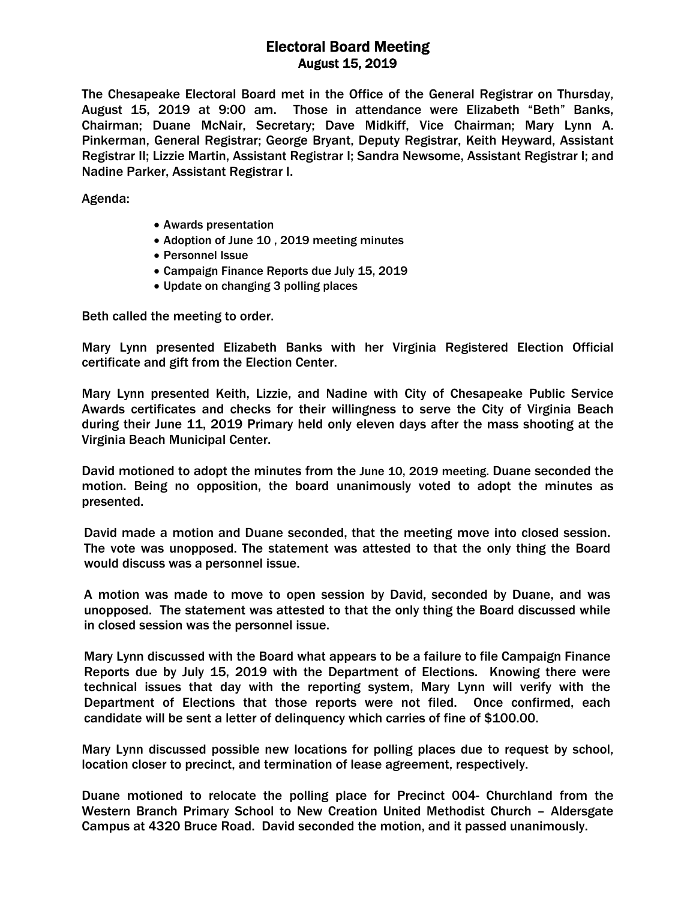# Electoral Board Meeting
## August 15, 2019

The Chesapeake Electoral Board met in the Office of the General Registrar on Thursday, August 15, 2019 at 9:00 am. Those in attendance were Elizabeth "Beth" Banks, Chairman; Duane McNair, Secretary; Dave Midkiff, Vice Chairman; Mary Lynn A. Pinkerman, General Registrar; George Bryant, Deputy Registrar, Keith Heyward, Assistant Registrar II; Lizzie Martin, Assistant Registrar I; Sandra Newsome, Assistant Registrar I; and Nadine Parker, Assistant Registrar I.

Agenda:

- Awards presentation
- Adoption of June 10 , 2019 meeting minutes
- Personnel Issue
- Campaign Finance Reports due July 15, 2019
- Update on changing 3 polling places

Beth called the meeting to order.

Mary Lynn presented Elizabeth Banks with her Virginia Registered Election Official certificate and gift from the Election Center.

Mary Lynn presented Keith, Lizzie, and Nadine with City of Chesapeake Public Service Awards certificates and checks for their willingness to serve the City of Virginia Beach during their June 11, 2019 Primary held only eleven days after the mass shooting at the Virginia Beach Municipal Center.

David motioned to adopt the minutes from the June 10, 2019 meeting. Duane seconded the motion. Being no opposition, the board unanimously voted to adopt the minutes as presented.

David made a motion and Duane seconded, that the meeting move into closed session. The vote was unopposed. The statement was attested to that the only thing the Board would discuss was a personnel issue.

A motion was made to move to open session by David, seconded by Duane, and was unopposed. The statement was attested to that the only thing the Board discussed while in closed session was the personnel issue.

Mary Lynn discussed with the Board what appears to be a failure to file Campaign Finance Reports due by July 15, 2019 with the Department of Elections. Knowing there were technical issues that day with the reporting system, Mary Lynn will verify with the Department of Elections that those reports were not filed. Once confirmed, each candidate will be sent a letter of delinquency which carries of fine of $100.00.

Mary Lynn discussed possible new locations for polling places due to request by school, location closer to precinct, and termination of lease agreement, respectively.

Duane motioned to relocate the polling place for Precinct 004- Churchland from the Western Branch Primary School to New Creation United Methodist Church – Aldersgate Campus at 4320 Bruce Road. David seconded the motion, and it passed unanimously.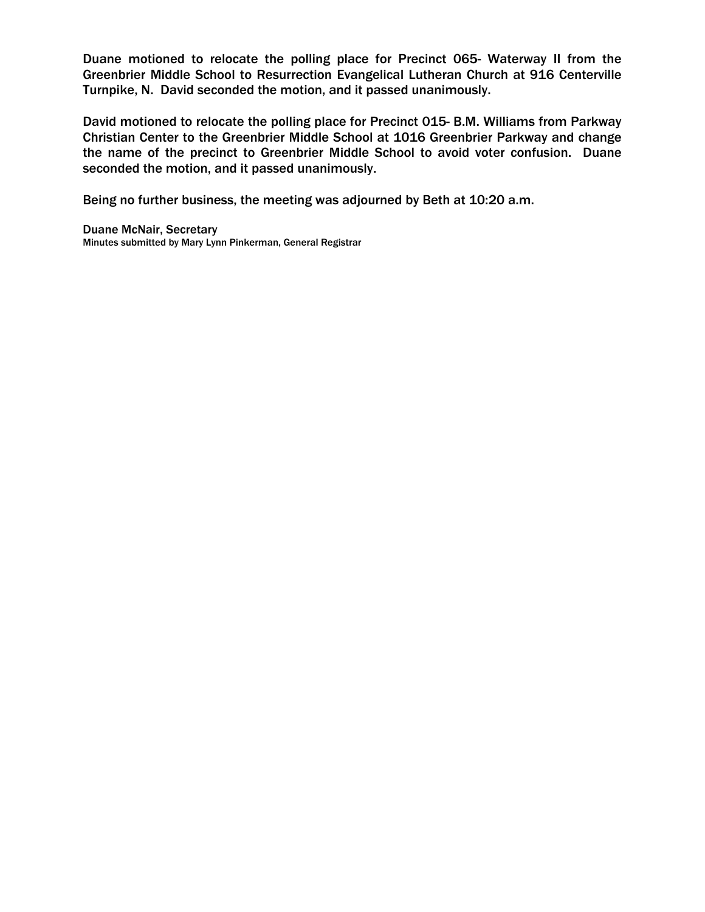Duane motioned to relocate the polling place for Precinct 065- Waterway II from the Greenbrier Middle School to Resurrection Evangelical Lutheran Church at 916 Centerville Turnpike, N. David seconded the motion, and it passed unanimously.

David motioned to relocate the polling place for Precinct 015- B.M. Williams from Parkway Christian Center to the Greenbrier Middle School at 1016 Greenbrier Parkway and change the name of the precinct to Greenbrier Middle School to avoid voter confusion. Duane seconded the motion, and it passed unanimously.

Being no further business, the meeting was adjourned by Beth at 10:20 a.m.

Duane McNair, Secretary
Minutes submitted by Mary Lynn Pinkerman, General Registrar